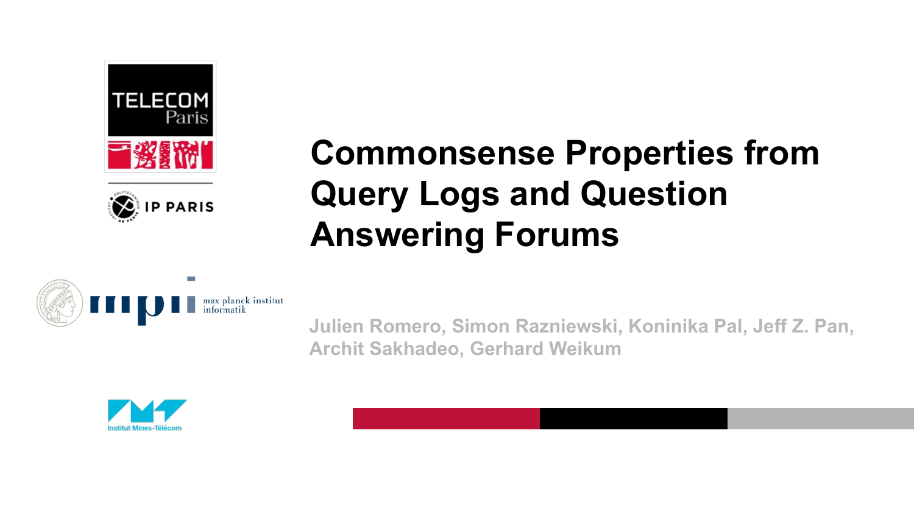# Commonsense Properties from Query Logs and Question Answering Forums

Julien Romero, Simon Razniewski, Koninika Pal, Jeff Z. Pan, Archit Sakhadeo, Gerhard Weikum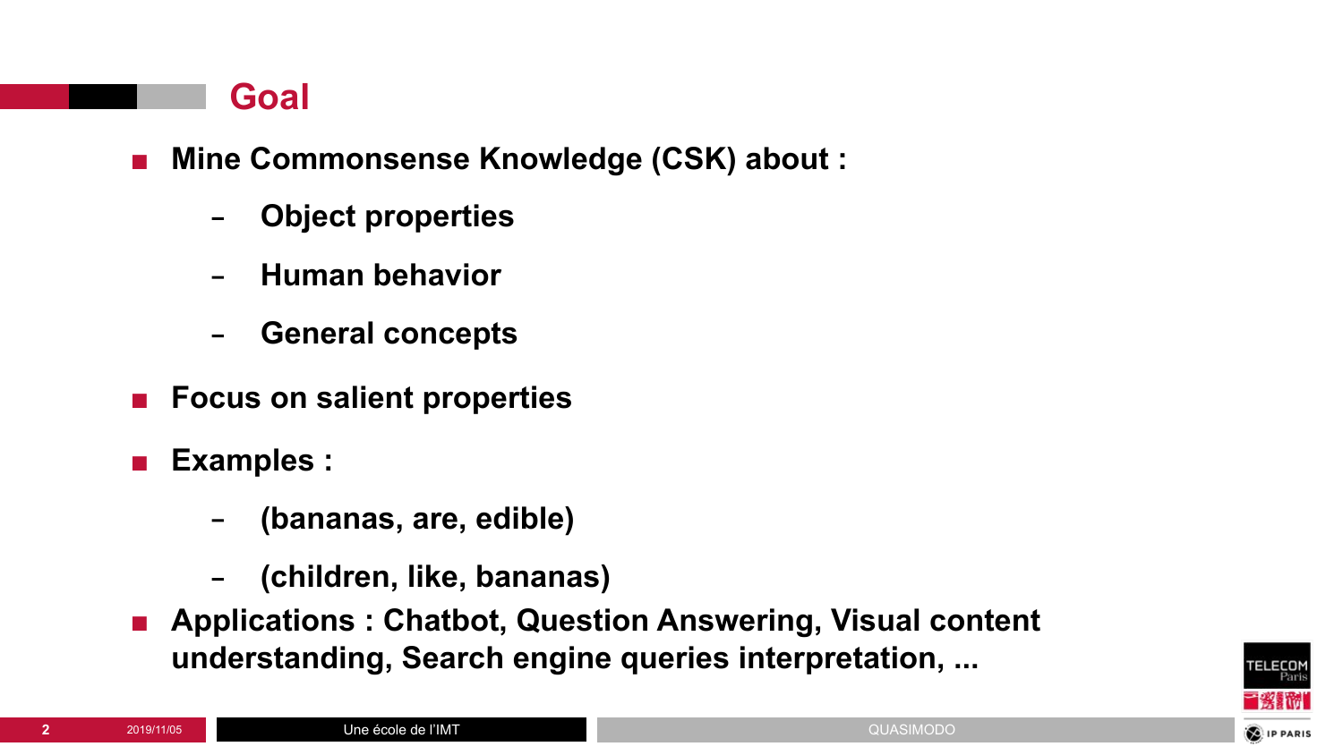## Goal

- **Mine Commonsense Knowledge (CSK) about :**
  - **Object properties**
  - **Human behavior**
  - **General concepts**
- **Focus on salient properties**
- **Examples :**
  - **(bananas, are, edible)**
  - **(children, like, bananas)**
- **Applications : Chatbot, Question Answering, Visual content understanding, Search engine queries interpretation, ...**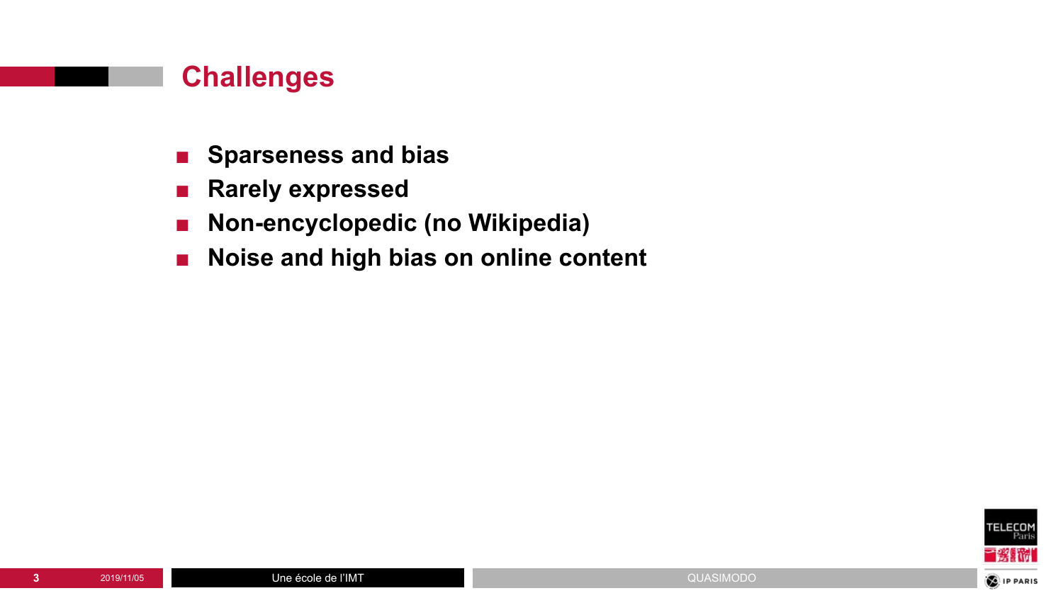## Challenges

- **Sparseness and bias**
- **Rarely expressed**
- **Non-encyclopedic (no Wikipedia)**
- **Noise and high bias on online content**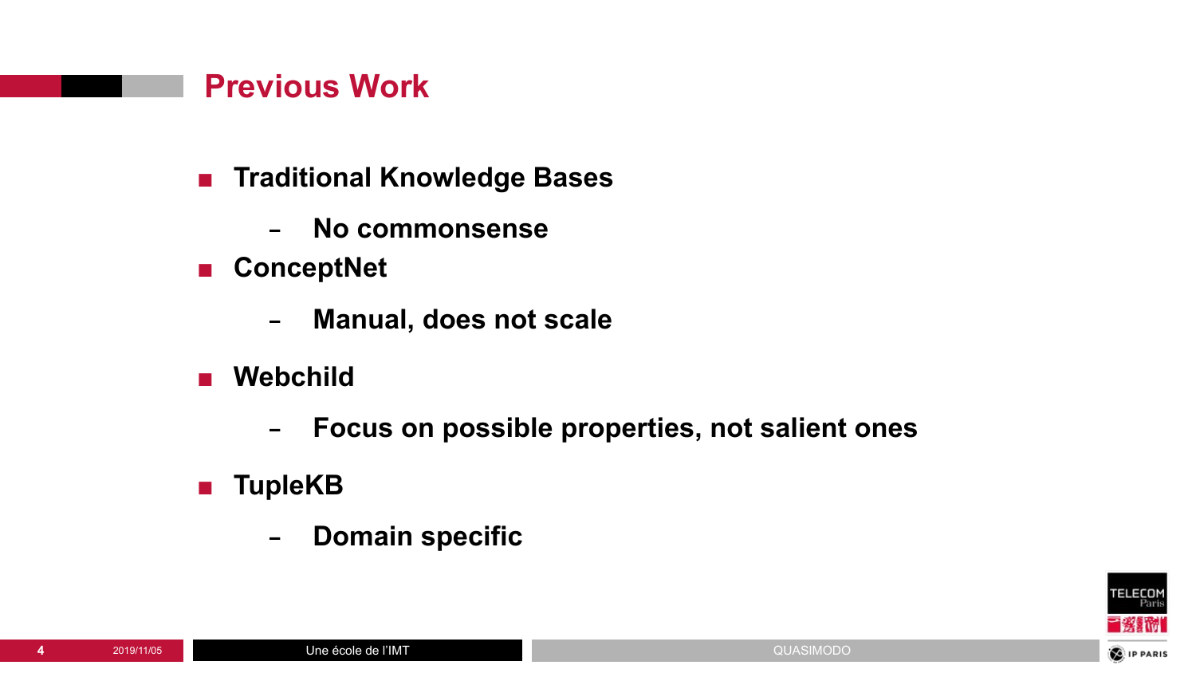# Previous Work

- **Traditional Knowledge Bases**
  - **No commonsense**
- **ConceptNet**
  - **Manual, does not scale**
- **Webchild**
  - **Focus on possible properties, not salient ones**
- **TupleKB**
  - **Domain specific**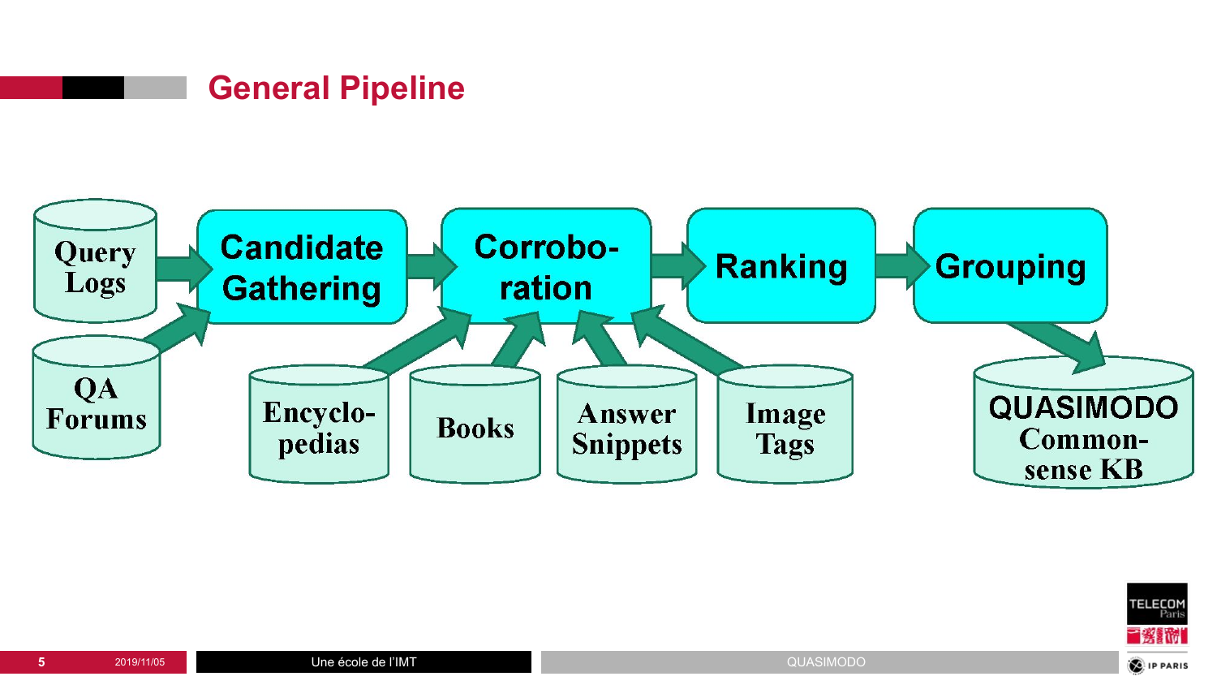## General Pipeline

Query Logs → Candidate Gathering
QA Forums → Candidate Gathering

Candidate Gathering → Corroboration → Ranking → Grouping → QUASIMODO Commonsense KB

Encyclopedias → Corroboration
Books → Corroboration
Answer Snippets → Corroboration
Image Tags → Corroboration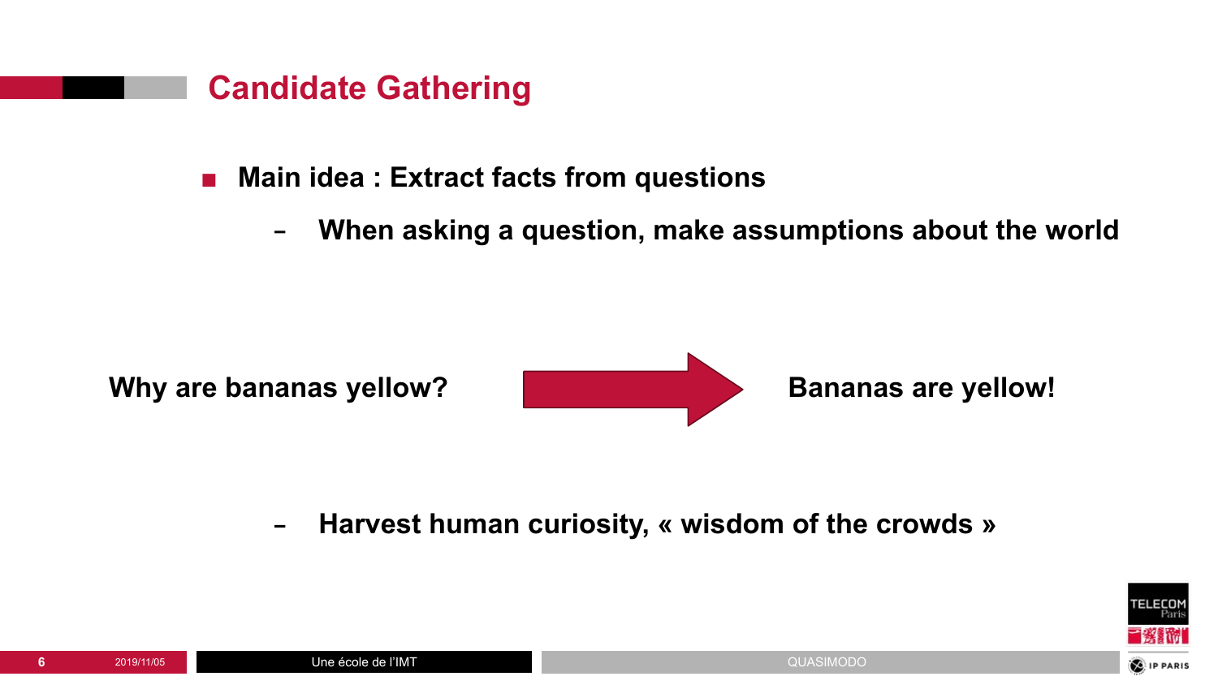# Candidate Gathering

- **Main idea : Extract facts from questions**
  - **When asking a question, make assumptions about the world**

**Why are bananas yellow?** → **Bananas are yellow!**

  - **Harvest human curiosity, « wisdom of the crowds »**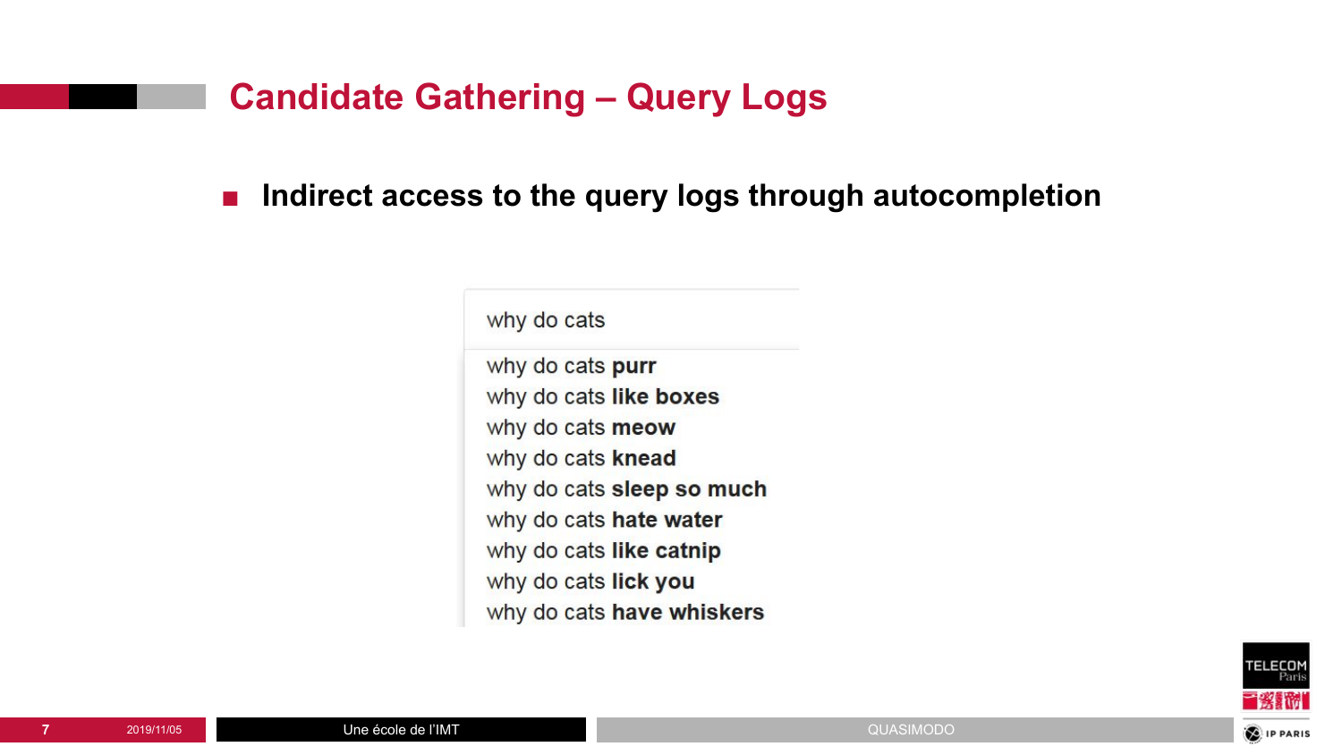# Candidate Gathering – Query Logs

- **Indirect access to the query logs through autocompletion**

why do cats

why do cats **purr**
why do cats **like boxes**
why do cats **meow**
why do cats **knead**
why do cats **sleep so much**
why do cats **hate water**
why do cats **like catnip**
why do cats **lick you**
why do cats **have whiskers**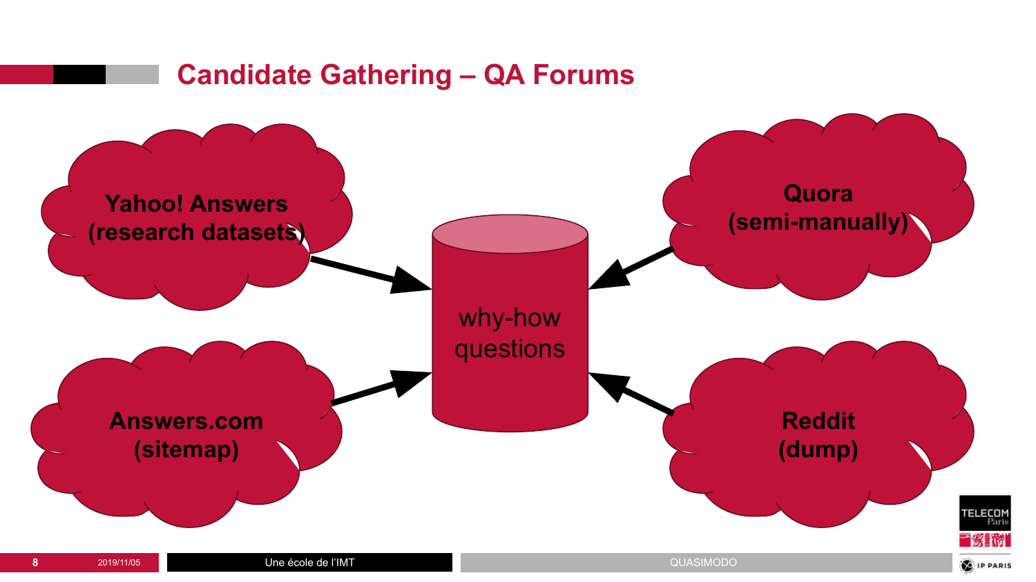# Candidate Gathering – QA Forums

- Yahoo! Answers (research datasets)
- Answers.com (sitemap)
- Quora (semi-manually)
- Reddit (dump)

why-how questions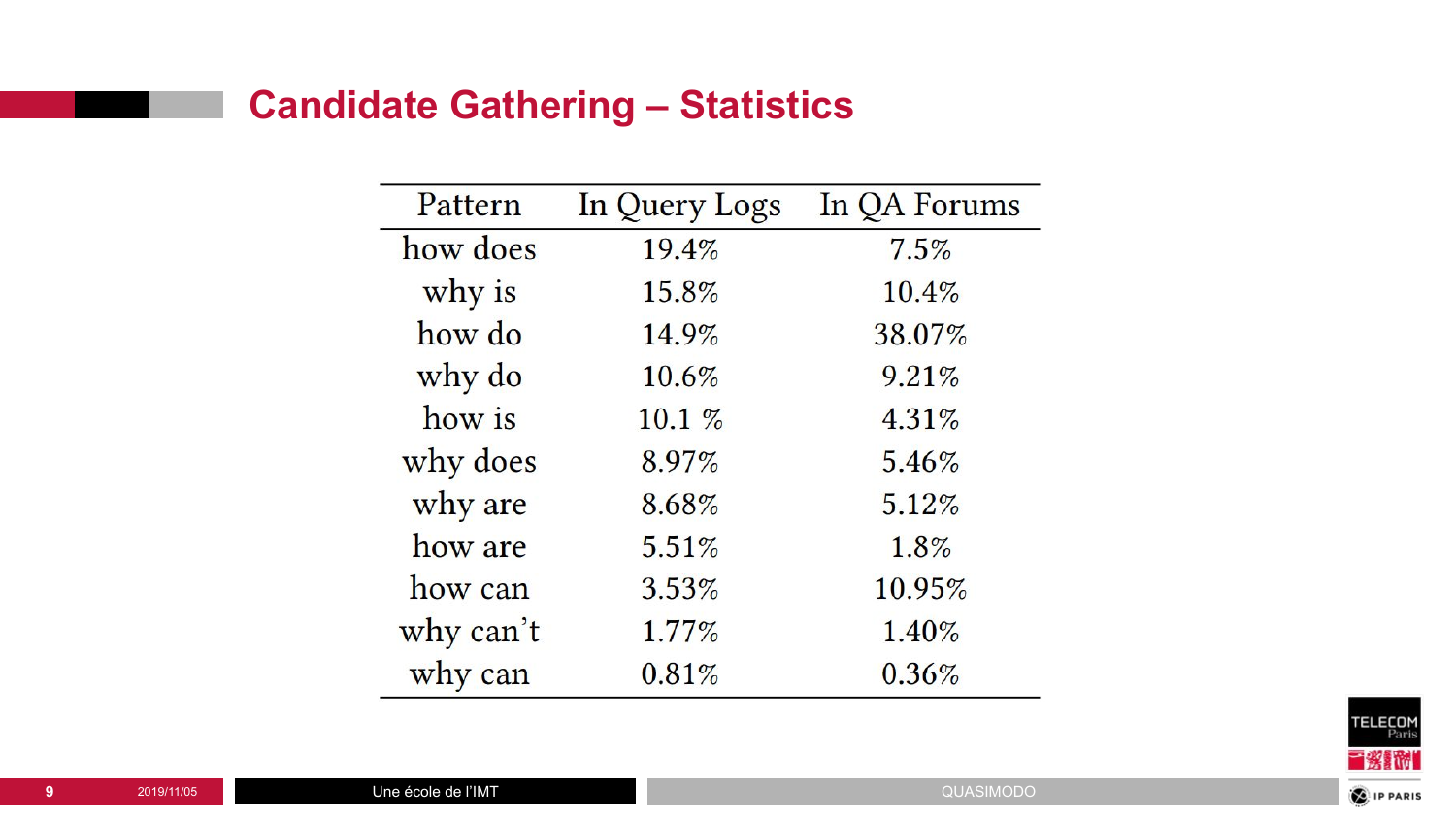# Candidate Gathering – Statistics

| Pattern | In Query Logs | In QA Forums |
| --- | --- | --- |
| how does | 19.4% | 7.5% |
| why is | 15.8% | 10.4% |
| how do | 14.9% | 38.07% |
| why do | 10.6% | 9.21% |
| how is | 10.1 % | 4.31% |
| why does | 8.97% | 5.46% |
| why are | 8.68% | 5.12% |
| how are | 5.51% | 1.8% |
| how can | 3.53% | 10.95% |
| why can't | 1.77% | 1.40% |
| why can | 0.81% | 0.36% |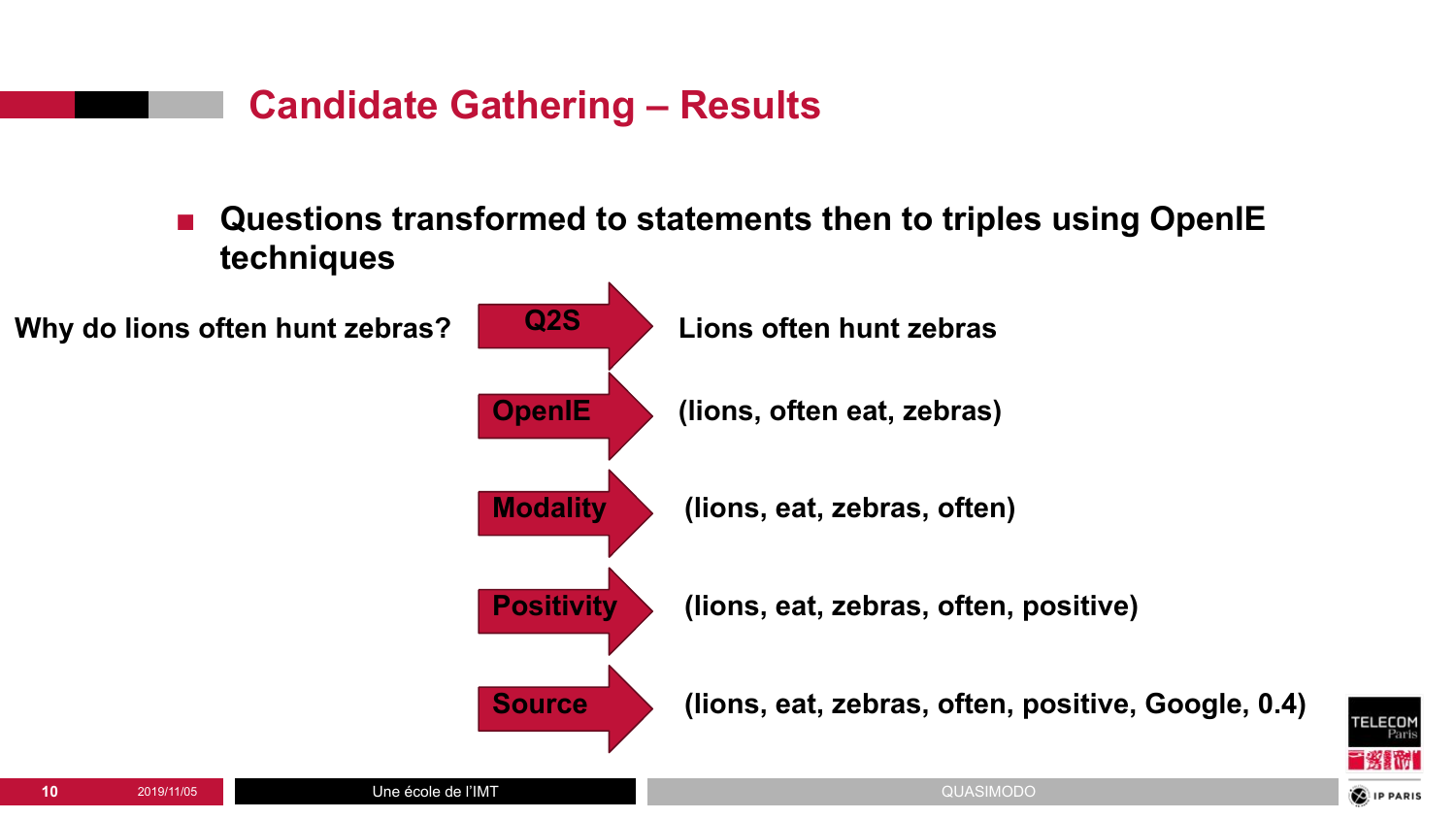# Candidate Gathering – Results

- **Questions transformed to statements then to triples using OpenIE techniques**

| Input | Step | Output |
|---|---|---|
| **Why do lions often hunt zebras?** | **Q2S** | **Lions often hunt zebras** |
| | **OpenIE** | **(lions, often eat, zebras)** |
| | **Modality** | **(lions, eat, zebras, often)** |
| | **Positivity** | **(lions, eat, zebras, often, positive)** |
| | **Source** | **(lions, eat, zebras, often, positive, Google, 0.4)** |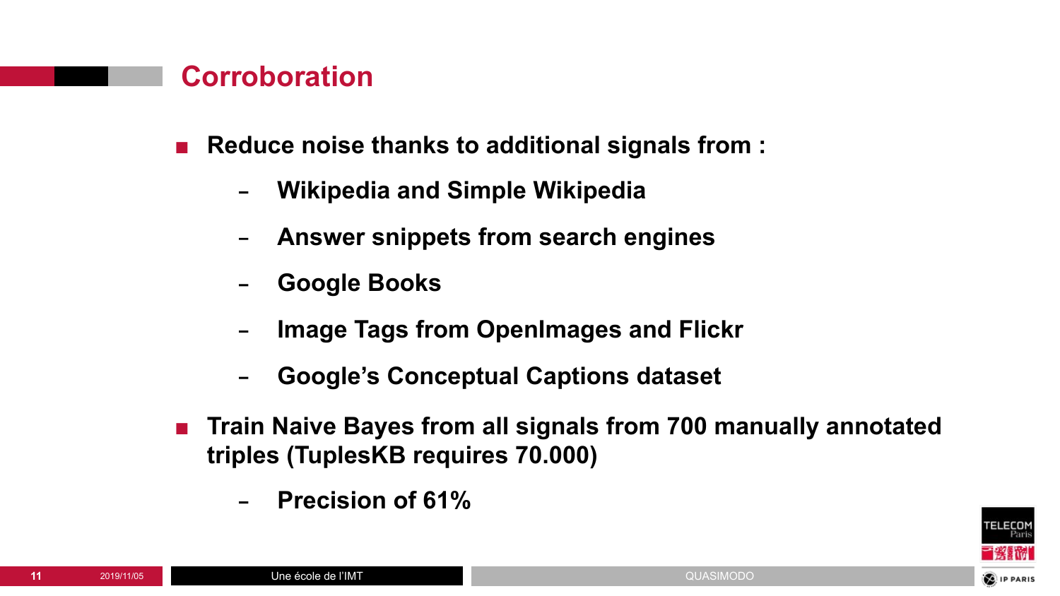## Corroboration

- **Reduce noise thanks to additional signals from :**
  - **Wikipedia and Simple Wikipedia**
  - **Answer snippets from search engines**
  - **Google Books**
  - **Image Tags from OpenImages and Flickr**
  - **Google's Conceptual Captions dataset**
- **Train Naive Bayes from all signals from 700 manually annotated triples (TuplesKB requires 70.000)**
  - **Precision of 61%**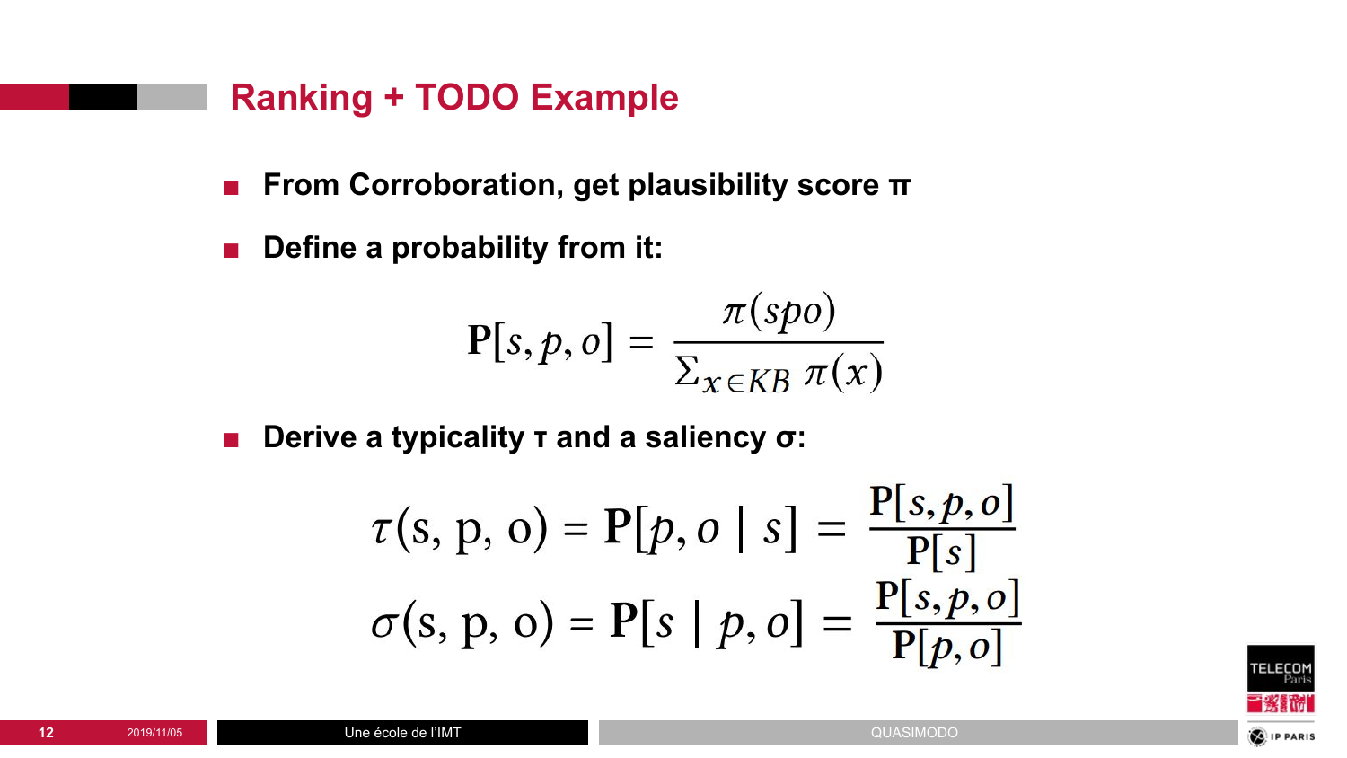# Ranking + TODO Example

- **From Corroboration, get plausibility score π**
- **Define a probability from it:**

$$\mathrm{P}[s, p, o] = \frac{\pi(spo)}{\Sigma_{x \in KB}\, \pi(x)}$$

- **Derive a typicality τ and a saliency σ:**

$$\tau(\mathrm{s, p, o}) = \mathbf{P}[p, o \mid s] = \frac{\mathrm{P}[s, p, o]}{\mathrm{P}[s]}$$

$$\sigma(\mathrm{s, p, o}) = \mathbf{P}[s \mid p, o] = \frac{\mathrm{P}[s, p, o]}{\mathrm{P}[p, o]}$$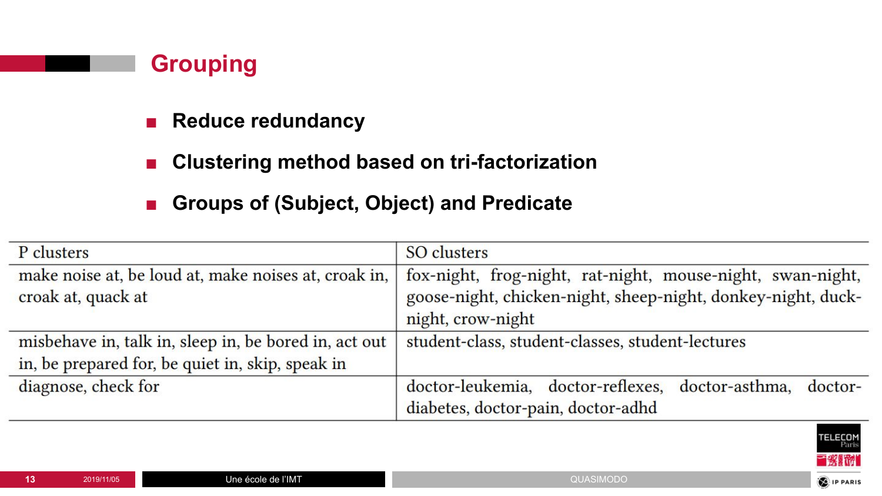## Grouping

- **Reduce redundancy**
- **Clustering method based on tri-factorization**
- **Groups of (Subject, Object) and Predicate**

| P clusters | SO clusters |
|---|---|
| make noise at, be loud at, make noises at, croak in, croak at, quack at | fox-night, frog-night, rat-night, mouse-night, swan-night, goose-night, chicken-night, sheep-night, donkey-night, duck-night, crow-night |
| misbehave in, talk in, sleep in, be bored in, act out in, be prepared for, be quiet in, skip, speak in | student-class, student-classes, student-lectures |
| diagnose, check for | doctor-leukemia, doctor-reflexes, doctor-asthma, doctor-diabetes, doctor-pain, doctor-adhd |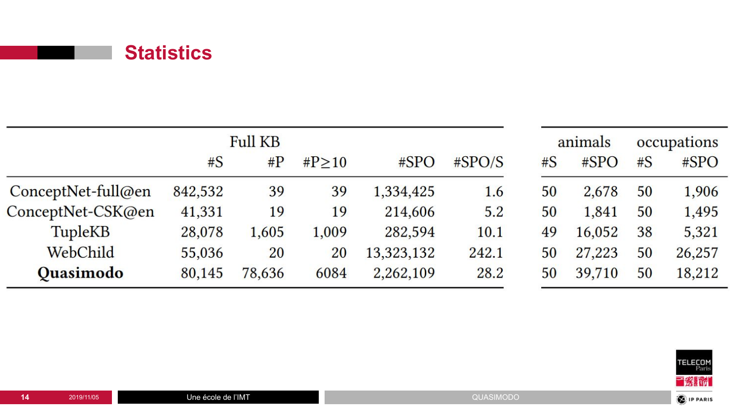# Statistics

| | Full KB | | | | | animals | | occupations | |
|---|---|---|---|---|---|---|---|---|---|
| | #S | #P | #P≥10 | #SPO | #SPO/S | #S | #SPO | #S | #SPO |
| ConceptNet-full@en | 842,532 | 39 | 39 | 1,334,425 | 1.6 | 50 | 2,678 | 50 | 1,906 |
| ConceptNet-CSK@en | 41,331 | 19 | 19 | 214,606 | 5.2 | 50 | 1,841 | 50 | 1,495 |
| TupleKB | 28,078 | 1,605 | 1,009 | 282,594 | 10.1 | 49 | 16,052 | 38 | 5,321 |
| WebChild | 55,036 | 20 | 20 | 13,323,132 | 242.1 | 50 | 27,223 | 50 | 26,257 |
| **Quasimodo** | 80,145 | 78,636 | 6084 | 2,262,109 | 28.2 | 50 | 39,710 | 50 | 18,212 |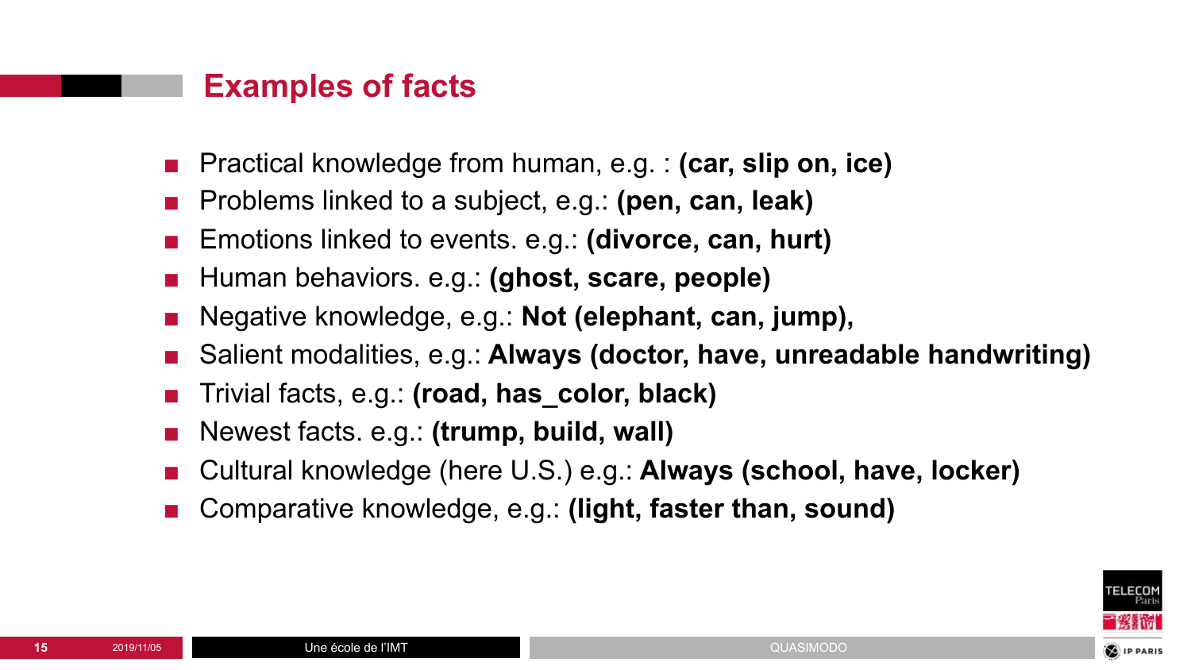## Examples of facts

- Practical knowledge from human, e.g. : **(car, slip on, ice)**
- Problems linked to a subject, e.g.: **(pen, can, leak)**
- Emotions linked to events. e.g.: **(divorce, can, hurt)**
- Human behaviors. e.g.: **(ghost, scare, people)**
- Negative knowledge, e.g.: **Not (elephant, can, jump),**
- Salient modalities, e.g.: **Always (doctor, have, unreadable handwriting)**
- Trivial facts, e.g.: **(road, has_color, black)**
- Newest facts. e.g.: **(trump, build, wall)**
- Cultural knowledge (here U.S.) e.g.: **Always (school, have, locker)**
- Comparative knowledge, e.g.: **(light, faster than, sound)**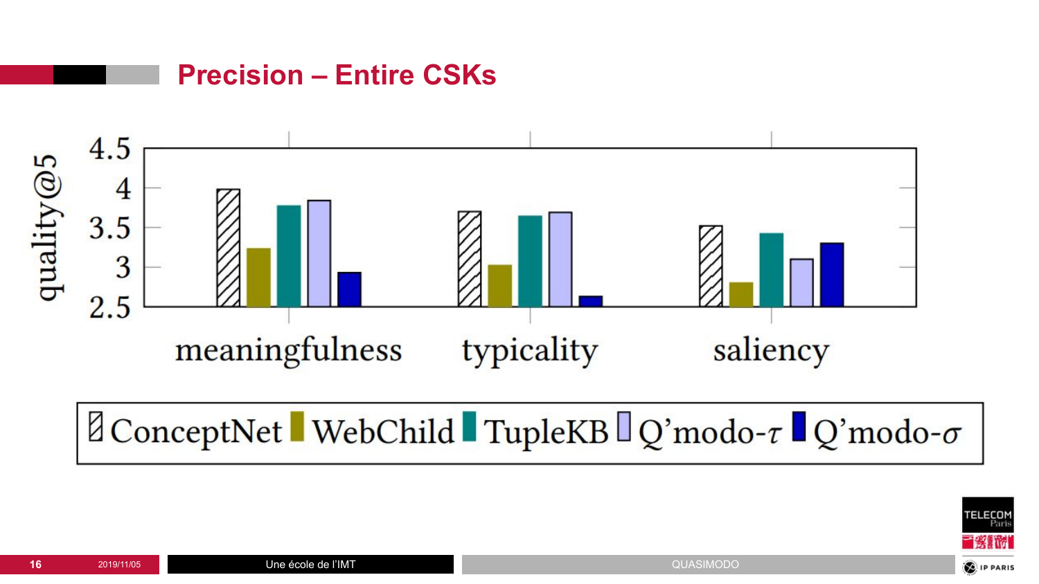# Precision – Entire CSKs

quality@5

4.5
4
3.5
3
2.5

meaningfulness typicality saliency

ConceptNet WebChild TupleKB Q'modo-$\tau$ Q'modo-$\sigma$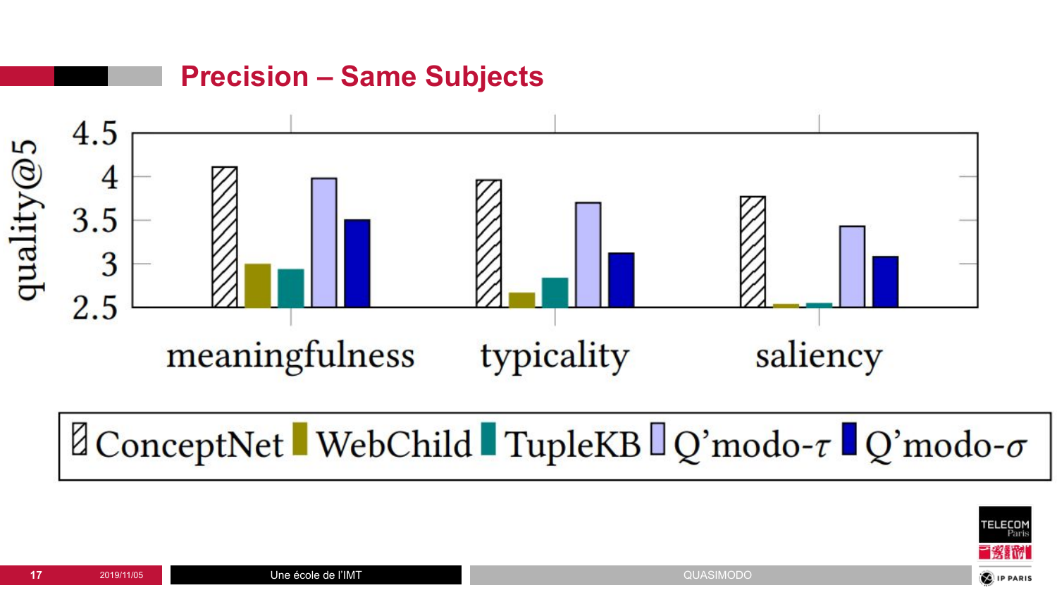## Precision – Same Subjects

quality@5

| | ConceptNet | WebChild | TupleKB | Q'modo-$\tau$ | Q'modo-$\sigma$ |
|---|---|---|---|---|---|
| meaningfulness | | | | | |
| typicality | | | | | |
| saliency | | | | | |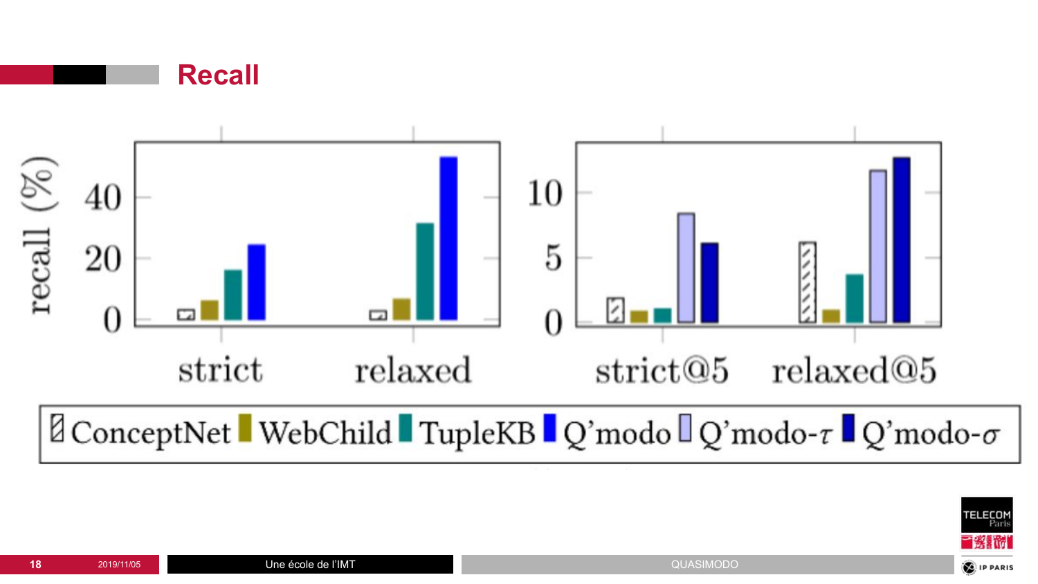# Recall

recall (%)

40
20
0

strict relaxed

10
5
0

strict@5 relaxed@5

ConceptNet WebChild TupleKB Q'modo Q'modo-$\tau$ Q'modo-$\sigma$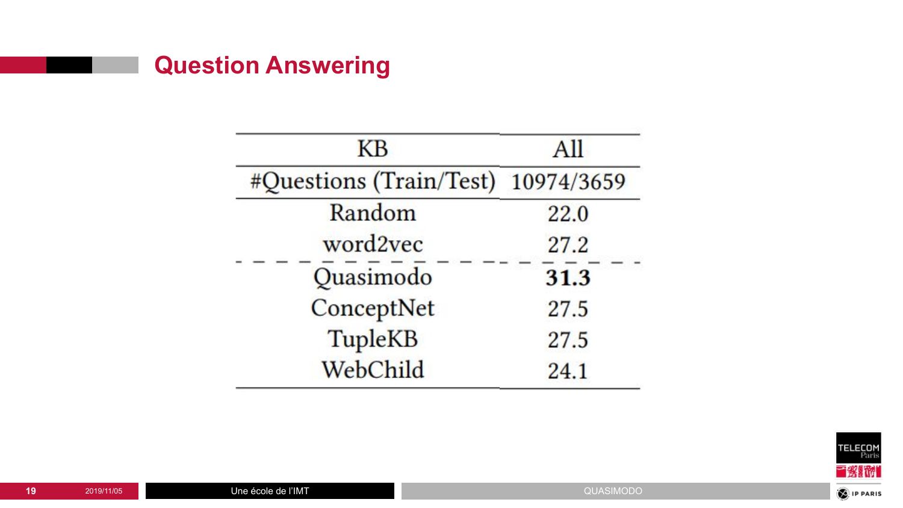# Question Answering

| KB | All |
|---|---|
| #Questions (Train/Test) | 10974/3659 |
| Random | 22.0 |
| word2vec | 27.2 |
| Quasimodo | **31.3** |
| ConceptNet | 27.5 |
| TupleKB | 27.5 |
| WebChild | 24.1 |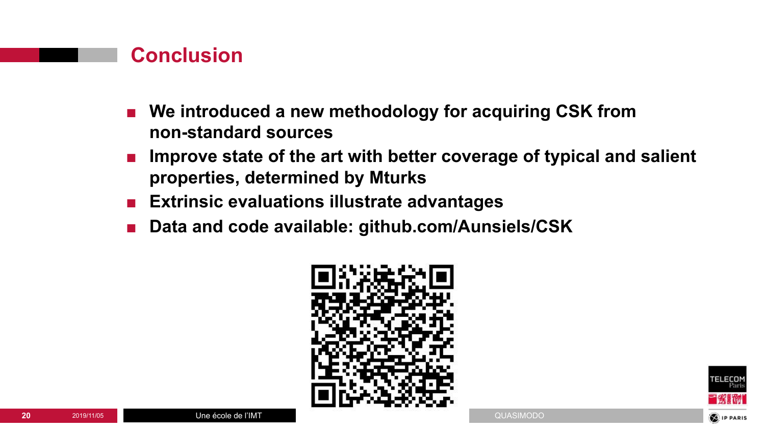# Conclusion

- **We introduced a new methodology for acquiring CSK from non-standard sources**
- **Improve state of the art with better coverage of typical and salient properties, determined by Mturks**
- **Extrinsic evaluations illustrate advantages**
- **Data and code available: github.com/Aunsiels/CSK**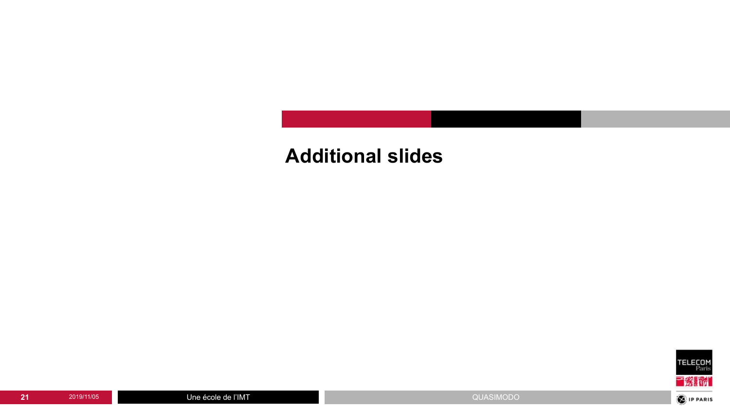# Additional slides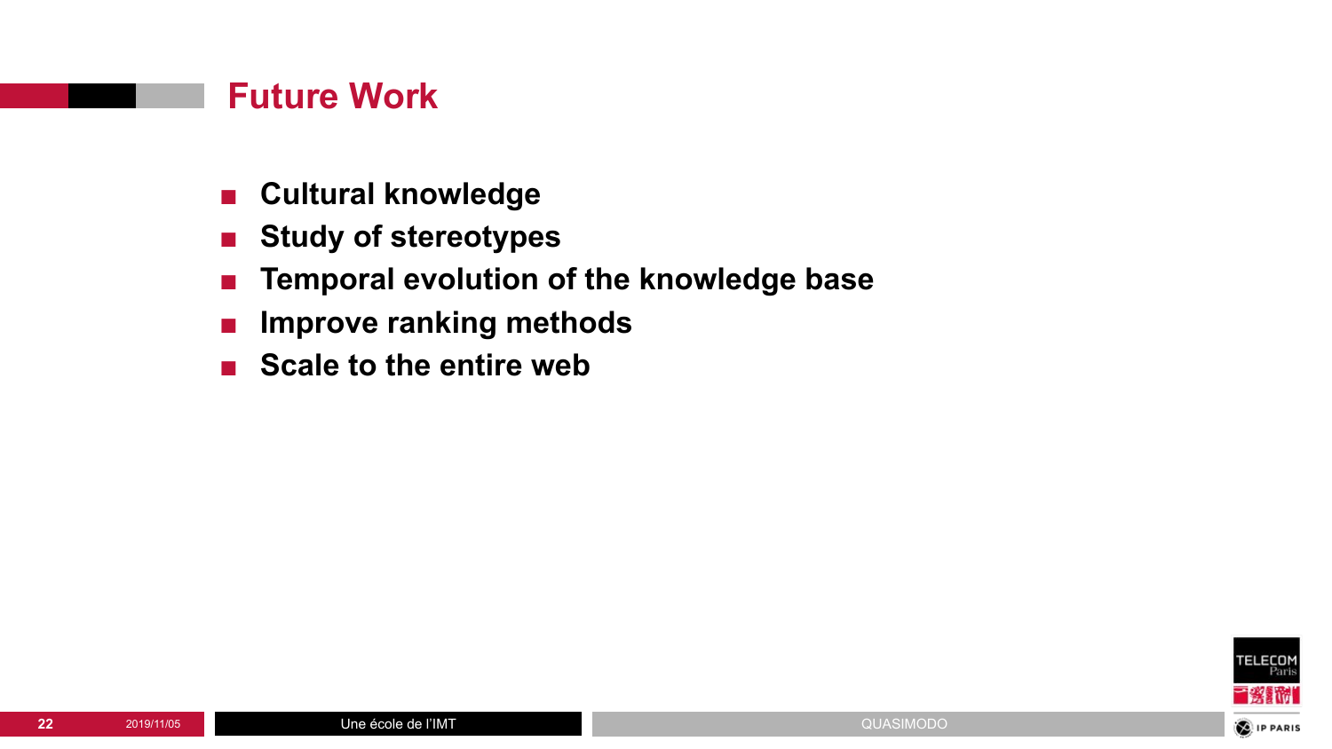# Future Work

- **Cultural knowledge**
- **Study of stereotypes**
- **Temporal evolution of the knowledge base**
- **Improve ranking methods**
- **Scale to the entire web**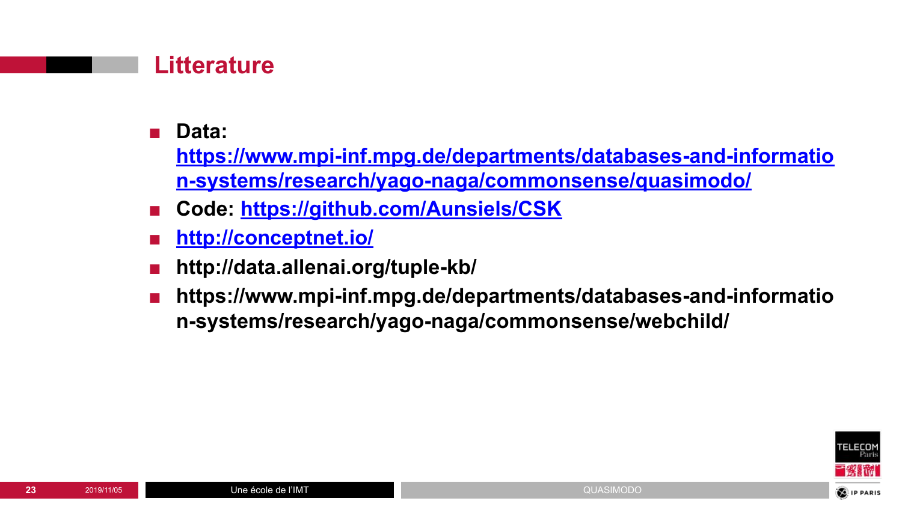# Litterature

- **Data: [https://www.mpi-inf.mpg.de/departments/databases-and-information-systems/research/yago-naga/commonsense/quasimodo/](https://www.mpi-inf.mpg.de/departments/databases-and-information-systems/research/yago-naga/commonsense/quasimodo/)**
- **Code: [https://github.com/Aunsiels/CSK](https://github.com/Aunsiels/CSK)**
- **[http://conceptnet.io/](http://conceptnet.io/)**
- **http://data.allenai.org/tuple-kb/**
- **https://www.mpi-inf.mpg.de/departments/databases-and-information-systems/research/yago-naga/commonsense/webchild/**